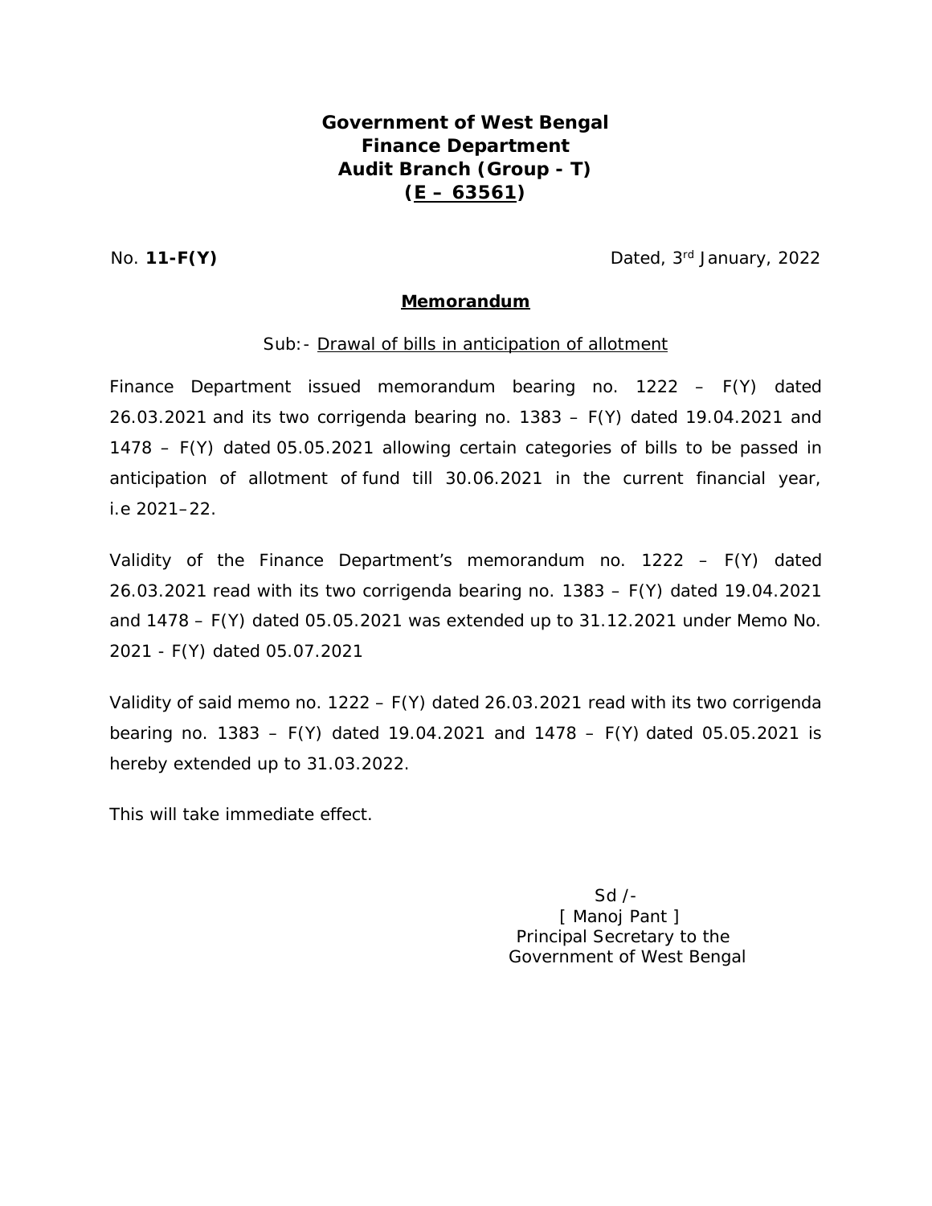**Government of West Bengal**
**Finance Department**
**Audit Branch (Group - T)**
**(E – 63561)**

No. **11-F(Y)** Dated, 3rd January, 2022

**Memorandum**

Sub:- Drawal of bills in anticipation of allotment

Finance Department issued memorandum bearing no. 1222 – F(Y) dated 26.03.2021 and its two corrigenda bearing no. 1383 – F(Y) dated 19.04.2021 and 1478 – F(Y) dated 05.05.2021 allowing certain categories of bills to be passed in anticipation of allotment of fund till 30.06.2021 in the current financial year, i.e 2021–22.

Validity of the Finance Department's memorandum no. 1222 – F(Y) dated 26.03.2021 read with its two corrigenda bearing no. 1383 – F(Y) dated 19.04.2021 and 1478 – F(Y) dated 05.05.2021 was extended up to 31.12.2021 under Memo No. 2021 - F(Y) dated 05.07.2021

Validity of said memo no. 1222 – F(Y) dated 26.03.2021 read with its two corrigenda bearing no. 1383 – F(Y) dated 19.04.2021 and 1478 – F(Y) dated 05.05.2021 is hereby extended up to 31.03.2022.

This will take immediate effect.

Sd /-
[ Manoj Pant ]
Principal Secretary to the
Government of West Bengal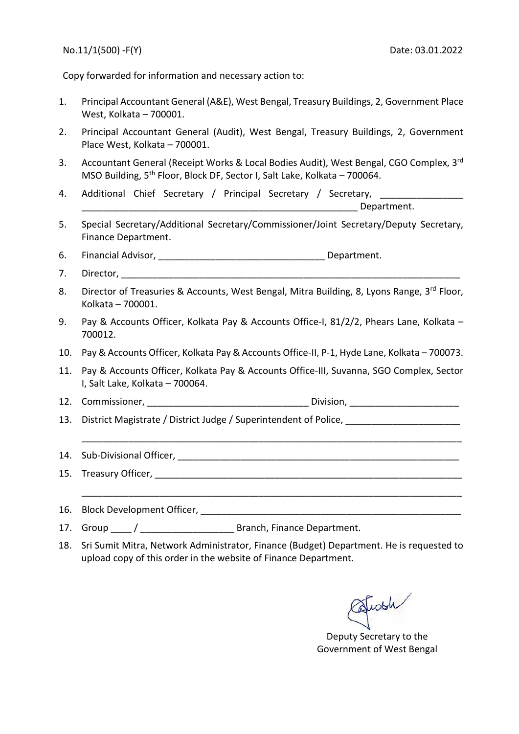No.11/1(500) -F(Y) Date: 03.01.2022

Copy forwarded for information and necessary action to:

1. Principal Accountant General (A&E), West Bengal, Treasury Buildings, 2, Government Place West, Kolkata – 700001.
2. Principal Accountant General (Audit), West Bengal, Treasury Buildings, 2, Government Place West, Kolkata – 700001.
3. Accountant General (Receipt Works & Local Bodies Audit), West Bengal, CGO Complex, 3rd MSO Building, 5th Floor, Block DF, Sector I, Salt Lake, Kolkata – 700064.
4. Additional Chief Secretary / Principal Secretary / Secretary, ________________ ______________________________________________________ Department.
5. Special Secretary/Additional Secretary/Commissioner/Joint Secretary/Deputy Secretary, Finance Department.
6. Financial Advisor, ________________________________ Department.
7. Director, ___________________________________________________________________
8. Director of Treasuries & Accounts, West Bengal, Mitra Building, 8, Lyons Range, 3rd Floor, Kolkata – 700001.
9. Pay & Accounts Officer, Kolkata Pay & Accounts Office-I, 81/2/2, Phears Lane, Kolkata – 700012.
10. Pay & Accounts Officer, Kolkata Pay & Accounts Office-II, P-1, Hyde Lane, Kolkata – 700073.
11. Pay & Accounts Officer, Kolkata Pay & Accounts Office-III, Suvanna, SGO Complex, Sector I, Salt Lake, Kolkata – 700064.
12. Commissioner, _______________________________ Division, _____________________
13. District Magistrate / District Judge / Superintendent of Police, ______________________ ___________________________________________________________________________
14. Sub-Divisional Officer, ________________________________________________________
15. Treasury Officer, ______________________________________________________________ ___________________________________________________________________________
16. Block Development Officer, ____________________________________________________
17. Group ____ / __________________ Branch, Finance Department.
18. Sri Sumit Mitra, Network Administrator, Finance (Budget) Department. He is requested to upload copy of this order in the website of Finance Department.

Deputy Secretary to the
Government of West Bengal